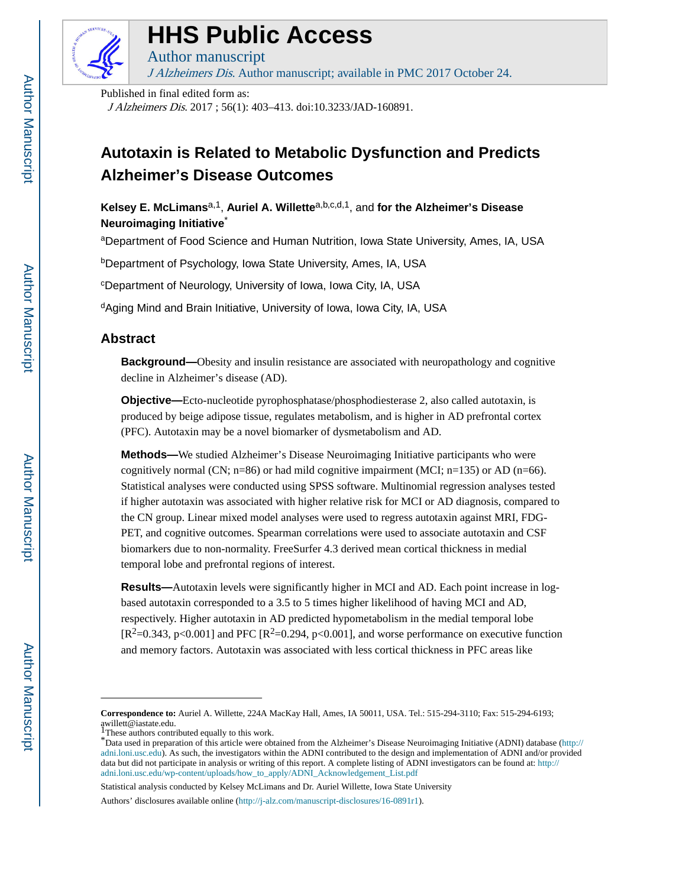# HHS Public Access

Author manuscript

*J Alzheimers Dis*. Author manuscript; available in PMC 2017 October 24.

Published in final edited form as:

*J Alzheimers Dis*. 2017 ; 56(1): 403–413. doi:10.3233/JAD-160891.

# Autotaxin is Related to Metabolic Dysfunction and Predicts Alzheimer's Disease Outcomes

**Kelsey E. McLimans**[a,1], **Auriel A. Willette**[a,b,c,d,1], and **for the Alzheimer's Disease Neuroimaging Initiative**[*]

[a]Department of Food Science and Human Nutrition, Iowa State University, Ames, IA, USA

[b]Department of Psychology, Iowa State University, Ames, IA, USA

[c]Department of Neurology, University of Iowa, Iowa City, IA, USA

[d]Aging Mind and Brain Initiative, University of Iowa, Iowa City, IA, USA

## Abstract

**Background—**Obesity and insulin resistance are associated with neuropathology and cognitive decline in Alzheimer's disease (AD).

**Objective—**Ecto-nucleotide pyrophosphatase/phosphodiesterase 2, also called autotaxin, is produced by beige adipose tissue, regulates metabolism, and is higher in AD prefrontal cortex (PFC). Autotaxin may be a novel biomarker of dysmetabolism and AD.

**Methods—**We studied Alzheimer's Disease Neuroimaging Initiative participants who were cognitively normal (CN; n=86) or had mild cognitive impairment (MCI; n=135) or AD (n=66). Statistical analyses were conducted using SPSS software. Multinomial regression analyses tested if higher autotaxin was associated with higher relative risk for MCI or AD diagnosis, compared to the CN group. Linear mixed model analyses were used to regress autotaxin against MRI, FDG-PET, and cognitive outcomes. Spearman correlations were used to associate autotaxin and CSF biomarkers due to non-normality. FreeSurfer 4.3 derived mean cortical thickness in medial temporal lobe and prefrontal regions of interest.

**Results—**Autotaxin levels were significantly higher in MCI and AD. Each point increase in log-based autotaxin corresponded to a 3.5 to 5 times higher likelihood of having MCI and AD, respectively. Higher autotaxin in AD predicted hypometabolism in the medial temporal lobe [$R^2$=0.343, $p<0.001$] and PFC [$R^2$=0.294, $p<0.001$], and worse performance on executive function and memory factors. Autotaxin was associated with less cortical thickness in PFC areas like

---

**Correspondence to:** Auriel A. Willette, 224A MacKay Hall, Ames, IA 50011, USA. Tel.: 515-294-3110; Fax: 515-294-6193; awillett@iastate.edu.

[1]These authors contributed equally to this work.

[*]Data used in preparation of this article were obtained from the Alzheimer's Disease Neuroimaging Initiative (ADNI) database (http://adni.loni.usc.edu). As such, the investigators within the ADNI contributed to the design and implementation of ADNI and/or provided data but did not participate in analysis or writing of this report. A complete listing of ADNI investigators can be found at: http://adni.loni.usc.edu/wp-content/uploads/how_to_apply/ADNI_Acknowledgement_List.pdf

Statistical analysis conducted by Kelsey McLimans and Dr. Auriel Willette, Iowa State University

Authors' disclosures available online (http://j-alz.com/manuscript-disclosures/16-0891r1).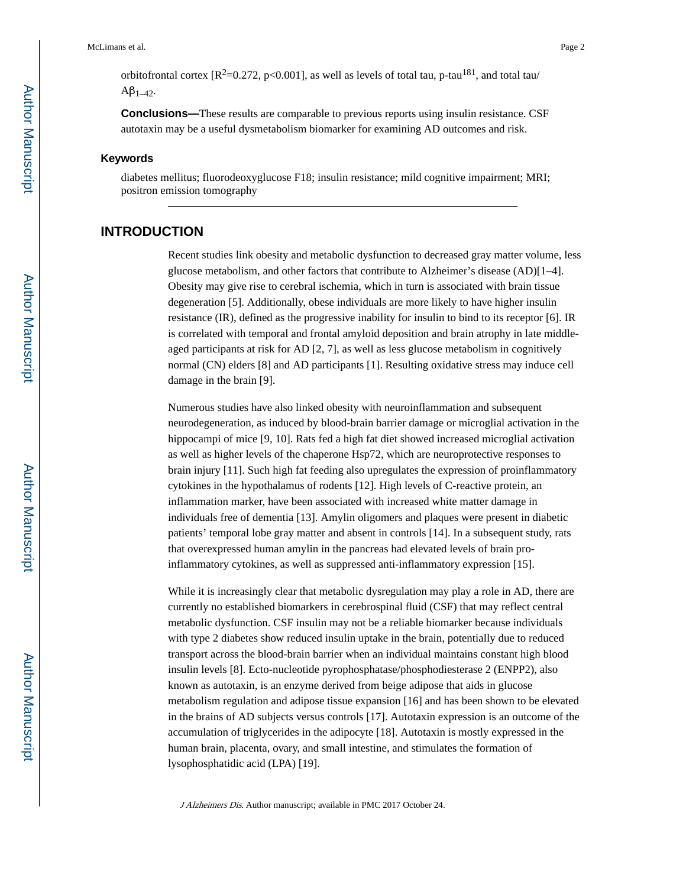orbitofrontal cortex [$R^2$=0.272, $p<0.001$], as well as levels of total tau, p-tau[181], and total tau/$A\beta_{1-42}$.

**Conclusions—**These results are comparable to previous reports using insulin resistance. CSF autotaxin may be a useful dysmetabolism biomarker for examining AD outcomes and risk.

### Keywords

diabetes mellitus; fluorodeoxyglucose F18; insulin resistance; mild cognitive impairment; MRI; positron emission tomography

## INTRODUCTION

Recent studies link obesity and metabolic dysfunction to decreased gray matter volume, less glucose metabolism, and other factors that contribute to Alzheimer's disease (AD)[1–4]. Obesity may give rise to cerebral ischemia, which in turn is associated with brain tissue degeneration [5]. Additionally, obese individuals are more likely to have higher insulin resistance (IR), defined as the progressive inability for insulin to bind to its receptor [6]. IR is correlated with temporal and frontal amyloid deposition and brain atrophy in late middle-aged participants at risk for AD [2, 7], as well as less glucose metabolism in cognitively normal (CN) elders [8] and AD participants [1]. Resulting oxidative stress may induce cell damage in the brain [9].

Numerous studies have also linked obesity with neuroinflammation and subsequent neurodegeneration, as induced by blood-brain barrier damage or microglial activation in the hippocampi of mice [9, 10]. Rats fed a high fat diet showed increased microglial activation as well as higher levels of the chaperone Hsp72, which are neuroprotective responses to brain injury [11]. Such high fat feeding also upregulates the expression of proinflammatory cytokines in the hypothalamus of rodents [12]. High levels of C-reactive protein, an inflammation marker, have been associated with increased white matter damage in individuals free of dementia [13]. Amylin oligomers and plaques were present in diabetic patients' temporal lobe gray matter and absent in controls [14]. In a subsequent study, rats that overexpressed human amylin in the pancreas had elevated levels of brain pro-inflammatory cytokines, as well as suppressed anti-inflammatory expression [15].

While it is increasingly clear that metabolic dysregulation may play a role in AD, there are currently no established biomarkers in cerebrospinal fluid (CSF) that may reflect central metabolic dysfunction. CSF insulin may not be a reliable biomarker because individuals with type 2 diabetes show reduced insulin uptake in the brain, potentially due to reduced transport across the blood-brain barrier when an individual maintains constant high blood insulin levels [8]. Ecto-nucleotide pyrophosphatase/phosphodiesterase 2 (ENPP2), also known as autotaxin, is an enzyme derived from beige adipose that aids in glucose metabolism regulation and adipose tissue expansion [16] and has been shown to be elevated in the brains of AD subjects versus controls [17]. Autotaxin expression is an outcome of the accumulation of triglycerides in the adipocyte [18]. Autotaxin is mostly expressed in the human brain, placenta, ovary, and small intestine, and stimulates the formation of lysophosphatidic acid (LPA) [19].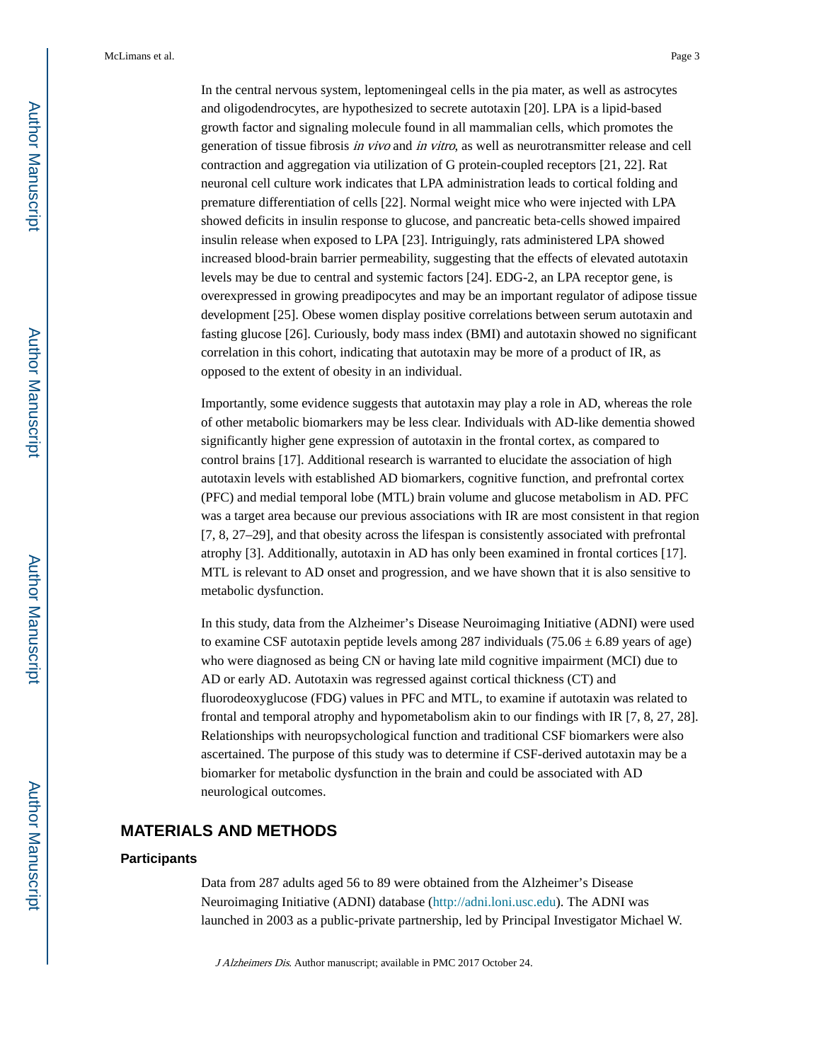In the central nervous system, leptomeningeal cells in the pia mater, as well as astrocytes and oligodendrocytes, are hypothesized to secrete autotaxin [20]. LPA is a lipid-based growth factor and signaling molecule found in all mammalian cells, which promotes the generation of tissue fibrosis *in vivo* and *in vitro*, as well as neurotransmitter release and cell contraction and aggregation via utilization of G protein-coupled receptors [21, 22]. Rat neuronal cell culture work indicates that LPA administration leads to cortical folding and premature differentiation of cells [22]. Normal weight mice who were injected with LPA showed deficits in insulin response to glucose, and pancreatic beta-cells showed impaired insulin release when exposed to LPA [23]. Intriguingly, rats administered LPA showed increased blood-brain barrier permeability, suggesting that the effects of elevated autotaxin levels may be due to central and systemic factors [24]. EDG-2, an LPA receptor gene, is overexpressed in growing preadipocytes and may be an important regulator of adipose tissue development [25]. Obese women display positive correlations between serum autotaxin and fasting glucose [26]. Curiously, body mass index (BMI) and autotaxin showed no significant correlation in this cohort, indicating that autotaxin may be more of a product of IR, as opposed to the extent of obesity in an individual.

Importantly, some evidence suggests that autotaxin may play a role in AD, whereas the role of other metabolic biomarkers may be less clear. Individuals with AD-like dementia showed significantly higher gene expression of autotaxin in the frontal cortex, as compared to control brains [17]. Additional research is warranted to elucidate the association of high autotaxin levels with established AD biomarkers, cognitive function, and prefrontal cortex (PFC) and medial temporal lobe (MTL) brain volume and glucose metabolism in AD. PFC was a target area because our previous associations with IR are most consistent in that region [7, 8, 27–29], and that obesity across the lifespan is consistently associated with prefrontal atrophy [3]. Additionally, autotaxin in AD has only been examined in frontal cortices [17]. MTL is relevant to AD onset and progression, and we have shown that it is also sensitive to metabolic dysfunction.

In this study, data from the Alzheimer's Disease Neuroimaging Initiative (ADNI) were used to examine CSF autotaxin peptide levels among 287 individuals (75.06 ± 6.89 years of age) who were diagnosed as being CN or having late mild cognitive impairment (MCI) due to AD or early AD. Autotaxin was regressed against cortical thickness (CT) and fluorodeoxyglucose (FDG) values in PFC and MTL, to examine if autotaxin was related to frontal and temporal atrophy and hypometabolism akin to our findings with IR [7, 8, 27, 28]. Relationships with neuropsychological function and traditional CSF biomarkers were also ascertained. The purpose of this study was to determine if CSF-derived autotaxin may be a biomarker for metabolic dysfunction in the brain and could be associated with AD neurological outcomes.

## MATERIALS AND METHODS

### Participants

Data from 287 adults aged 56 to 89 were obtained from the Alzheimer's Disease Neuroimaging Initiative (ADNI) database (http://adni.loni.usc.edu). The ADNI was launched in 2003 as a public-private partnership, led by Principal Investigator Michael W.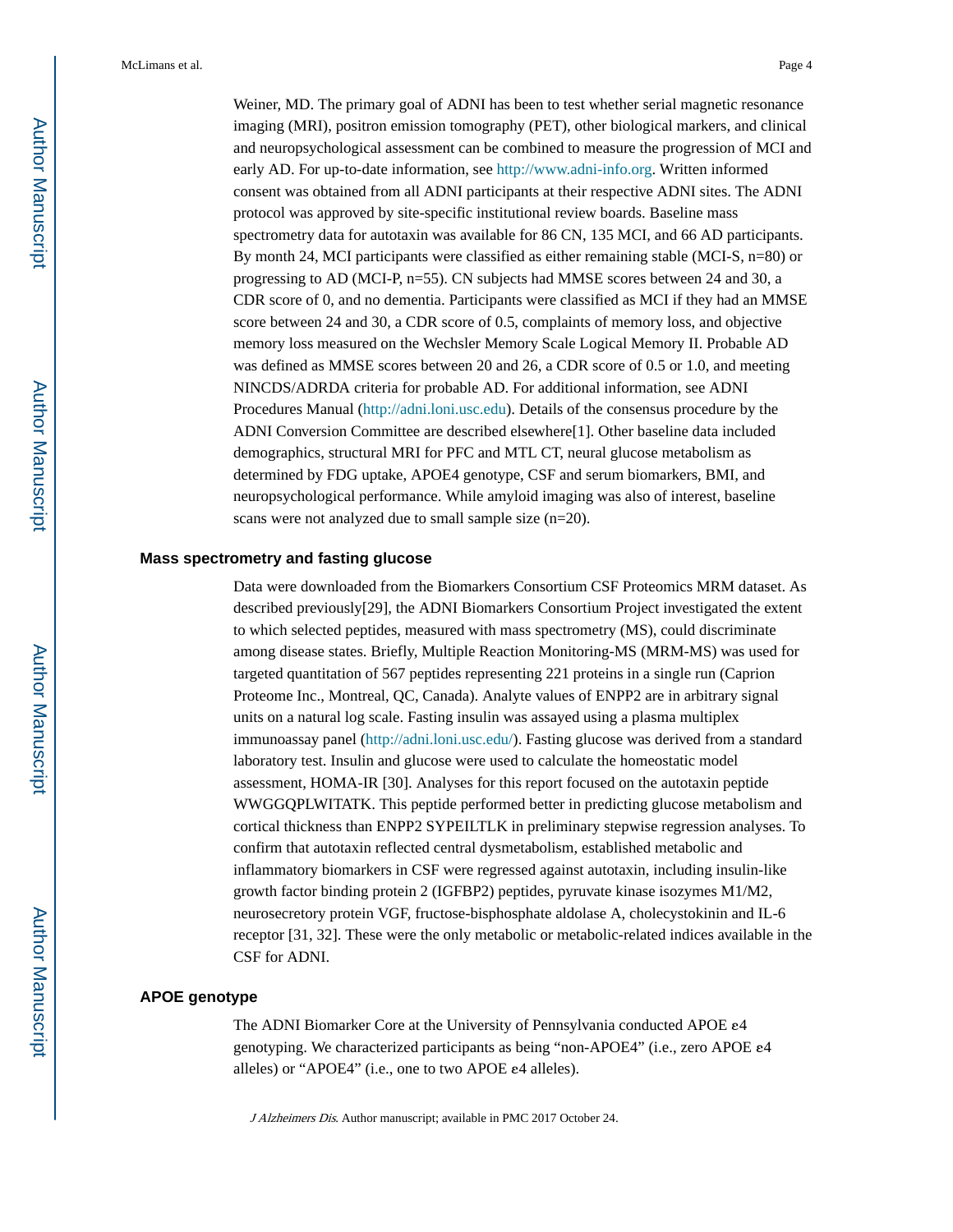Weiner, MD. The primary goal of ADNI has been to test whether serial magnetic resonance imaging (MRI), positron emission tomography (PET), other biological markers, and clinical and neuropsychological assessment can be combined to measure the progression of MCI and early AD. For up-to-date information, see http://www.adni-info.org. Written informed consent was obtained from all ADNI participants at their respective ADNI sites. The ADNI protocol was approved by site-specific institutional review boards. Baseline mass spectrometry data for autotaxin was available for 86 CN, 135 MCI, and 66 AD participants. By month 24, MCI participants were classified as either remaining stable (MCI-S, n=80) or progressing to AD (MCI-P, n=55). CN subjects had MMSE scores between 24 and 30, a CDR score of 0, and no dementia. Participants were classified as MCI if they had an MMSE score between 24 and 30, a CDR score of 0.5, complaints of memory loss, and objective memory loss measured on the Wechsler Memory Scale Logical Memory II. Probable AD was defined as MMSE scores between 20 and 26, a CDR score of 0.5 or 1.0, and meeting NINCDS/ADRDA criteria for probable AD. For additional information, see ADNI Procedures Manual (http://adni.loni.usc.edu). Details of the consensus procedure by the ADNI Conversion Committee are described elsewhere[1]. Other baseline data included demographics, structural MRI for PFC and MTL CT, neural glucose metabolism as determined by FDG uptake, APOE4 genotype, CSF and serum biomarkers, BMI, and neuropsychological performance. While amyloid imaging was also of interest, baseline scans were not analyzed due to small sample size (n=20).

### Mass spectrometry and fasting glucose

Data were downloaded from the Biomarkers Consortium CSF Proteomics MRM dataset. As described previously[29], the ADNI Biomarkers Consortium Project investigated the extent to which selected peptides, measured with mass spectrometry (MS), could discriminate among disease states. Briefly, Multiple Reaction Monitoring-MS (MRM-MS) was used for targeted quantitation of 567 peptides representing 221 proteins in a single run (Caprion Proteome Inc., Montreal, QC, Canada). Analyte values of ENPP2 are in arbitrary signal units on a natural log scale. Fasting insulin was assayed using a plasma multiplex immunoassay panel (http://adni.loni.usc.edu/). Fasting glucose was derived from a standard laboratory test. Insulin and glucose were used to calculate the homeostatic model assessment, HOMA-IR [30]. Analyses for this report focused on the autotaxin peptide WWGGQPLWITATK. This peptide performed better in predicting glucose metabolism and cortical thickness than ENPP2 SYPEILTLK in preliminary stepwise regression analyses. To confirm that autotaxin reflected central dysmetabolism, established metabolic and inflammatory biomarkers in CSF were regressed against autotaxin, including insulin-like growth factor binding protein 2 (IGFBP2) peptides, pyruvate kinase isozymes M1/M2, neurosecretory protein VGF, fructose-bisphosphate aldolase A, cholecystokinin and IL-6 receptor [31, 32]. These were the only metabolic or metabolic-related indices available in the CSF for ADNI.

### APOE genotype

The ADNI Biomarker Core at the University of Pennsylvania conducted APOE ε4 genotyping. We characterized participants as being "non-APOE4" (i.e., zero APOE ε4 alleles) or "APOE4" (i.e., one to two APOE ε4 alleles).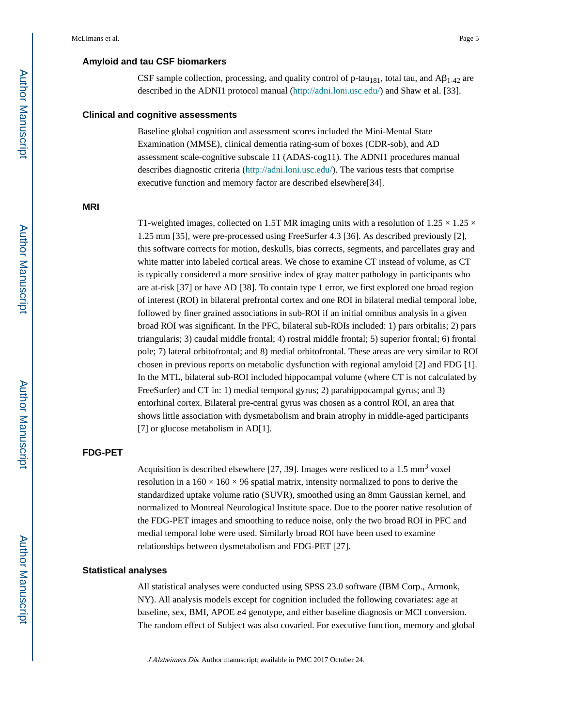### Amyloid and tau CSF biomarkers

CSF sample collection, processing, and quality control of p-$tau_{181}$, total tau, and $A\beta_{1\text{-}42}$ are described in the ADNI1 protocol manual (http://adni.loni.usc.edu/) and Shaw et al. [33].

### Clinical and cognitive assessments

Baseline global cognition and assessment scores included the Mini-Mental State Examination (MMSE), clinical dementia rating-sum of boxes (CDR-sob), and AD assessment scale-cognitive subscale 11 (ADAS-cog11). The ADNI1 procedures manual describes diagnostic criteria (http://adni.loni.usc.edu/). The various tests that comprise executive function and memory factor are described elsewhere[34].

### MRI

T1-weighted images, collected on 1.5T MR imaging units with a resolution of 1.25 × 1.25 × 1.25 mm [35], were pre-processed using FreeSurfer 4.3 [36]. As described previously [2], this software corrects for motion, deskulls, bias corrects, segments, and parcellates gray and white matter into labeled cortical areas. We chose to examine CT instead of volume, as CT is typically considered a more sensitive index of gray matter pathology in participants who are at-risk [37] or have AD [38]. To contain type 1 error, we first explored one broad region of interest (ROI) in bilateral prefrontal cortex and one ROI in bilateral medial temporal lobe, followed by finer grained associations in sub-ROI if an initial omnibus analysis in a given broad ROI was significant. In the PFC, bilateral sub-ROIs included: 1) pars orbitalis; 2) pars triangularis; 3) caudal middle frontal; 4) rostral middle frontal; 5) superior frontal; 6) frontal pole; 7) lateral orbitofrontal; and 8) medial orbitofrontal. These areas are very similar to ROI chosen in previous reports on metabolic dysfunction with regional amyloid [2] and FDG [1]. In the MTL, bilateral sub-ROI included hippocampal volume (where CT is not calculated by FreeSurfer) and CT in: 1) medial temporal gyrus; 2) parahippocampal gyrus; and 3) entorhinal cortex. Bilateral pre-central gyrus was chosen as a control ROI, an area that shows little association with dysmetabolism and brain atrophy in middle-aged participants [7] or glucose metabolism in AD[1].

### FDG-PET

Acquisition is described elsewhere [27, 39]. Images were resliced to a 1.5 $mm^3$ voxel resolution in a 160 × 160 × 96 spatial matrix, intensity normalized to pons to derive the standardized uptake volume ratio (SUVR), smoothed using an 8mm Gaussian kernel, and normalized to Montreal Neurological Institute space. Due to the poorer native resolution of the FDG-PET images and smoothing to reduce noise, only the two broad ROI in PFC and medial temporal lobe were used. Similarly broad ROI have been used to examine relationships between dysmetabolism and FDG-PET [27].

### Statistical analyses

All statistical analyses were conducted using SPSS 23.0 software (IBM Corp., Armonk, NY). All analysis models except for cognition included the following covariates: age at baseline, sex, BMI, APOE ε4 genotype, and either baseline diagnosis or MCI conversion. The random effect of Subject was also covaried. For executive function, memory and global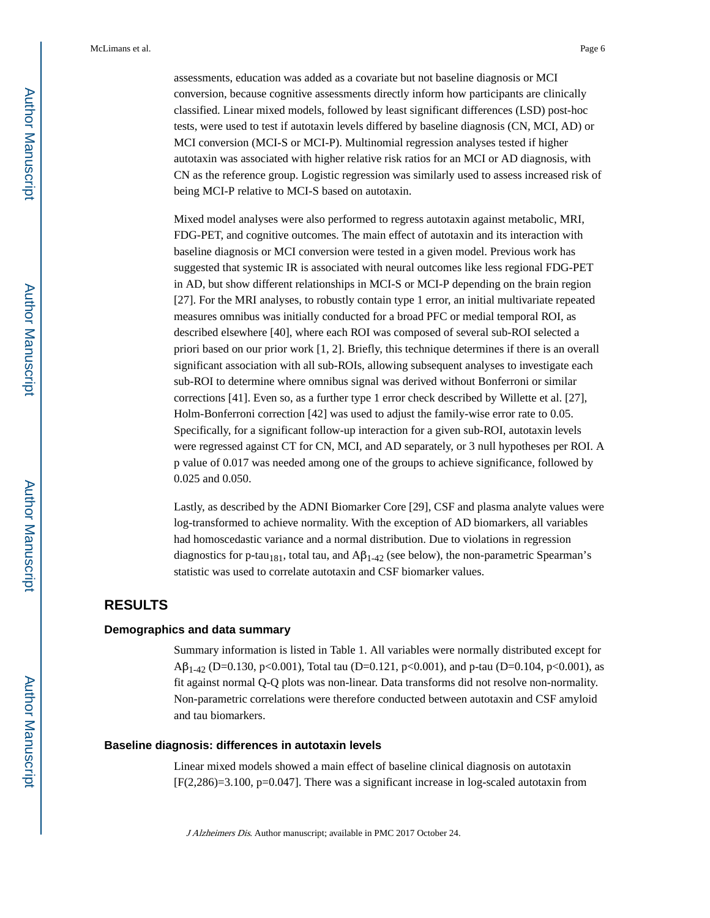assessments, education was added as a covariate but not baseline diagnosis or MCI conversion, because cognitive assessments directly inform how participants are clinically classified. Linear mixed models, followed by least significant differences (LSD) post-hoc tests, were used to test if autotaxin levels differed by baseline diagnosis (CN, MCI, AD) or MCI conversion (MCI-S or MCI-P). Multinomial regression analyses tested if higher autotaxin was associated with higher relative risk ratios for an MCI or AD diagnosis, with CN as the reference group. Logistic regression was similarly used to assess increased risk of being MCI-P relative to MCI-S based on autotaxin.

Mixed model analyses were also performed to regress autotaxin against metabolic, MRI, FDG-PET, and cognitive outcomes. The main effect of autotaxin and its interaction with baseline diagnosis or MCI conversion were tested in a given model. Previous work has suggested that systemic IR is associated with neural outcomes like less regional FDG-PET in AD, but show different relationships in MCI-S or MCI-P depending on the brain region [27]. For the MRI analyses, to robustly contain type 1 error, an initial multivariate repeated measures omnibus was initially conducted for a broad PFC or medial temporal ROI, as described elsewhere [40], where each ROI was composed of several sub-ROI selected a priori based on our prior work [1, 2]. Briefly, this technique determines if there is an overall significant association with all sub-ROIs, allowing subsequent analyses to investigate each sub-ROI to determine where omnibus signal was derived without Bonferroni or similar corrections [41]. Even so, as a further type 1 error check described by Willette et al. [27], Holm-Bonferroni correction [42] was used to adjust the family-wise error rate to 0.05. Specifically, for a significant follow-up interaction for a given sub-ROI, autotaxin levels were regressed against CT for CN, MCI, and AD separately, or 3 null hypotheses per ROI. A p value of 0.017 was needed among one of the groups to achieve significance, followed by 0.025 and 0.050.

Lastly, as described by the ADNI Biomarker Core [29], CSF and plasma analyte values were log-transformed to achieve normality. With the exception of AD biomarkers, all variables had homoscedastic variance and a normal distribution. Due to violations in regression diagnostics for p-tau$_{181}$, total tau, and A$\beta_{1\text{-}42}$ (see below), the non-parametric Spearman's statistic was used to correlate autotaxin and CSF biomarker values.

# RESULTS

### Demographics and data summary

Summary information is listed in Table 1. All variables were normally distributed except for A$\beta_{1\text{-}42}$ (D=0.130, $p<0.001$), Total tau (D=0.121, $p<0.001$), and p-tau (D=0.104, $p<0.001$), as fit against normal Q-Q plots was non-linear. Data transforms did not resolve non-normality. Non-parametric correlations were therefore conducted between autotaxin and CSF amyloid and tau biomarkers.

### Baseline diagnosis: differences in autotaxin levels

Linear mixed models showed a main effect of baseline clinical diagnosis on autotaxin [$F(2,286)=3.100$, $p=0.047$]. There was a significant increase in log-scaled autotaxin from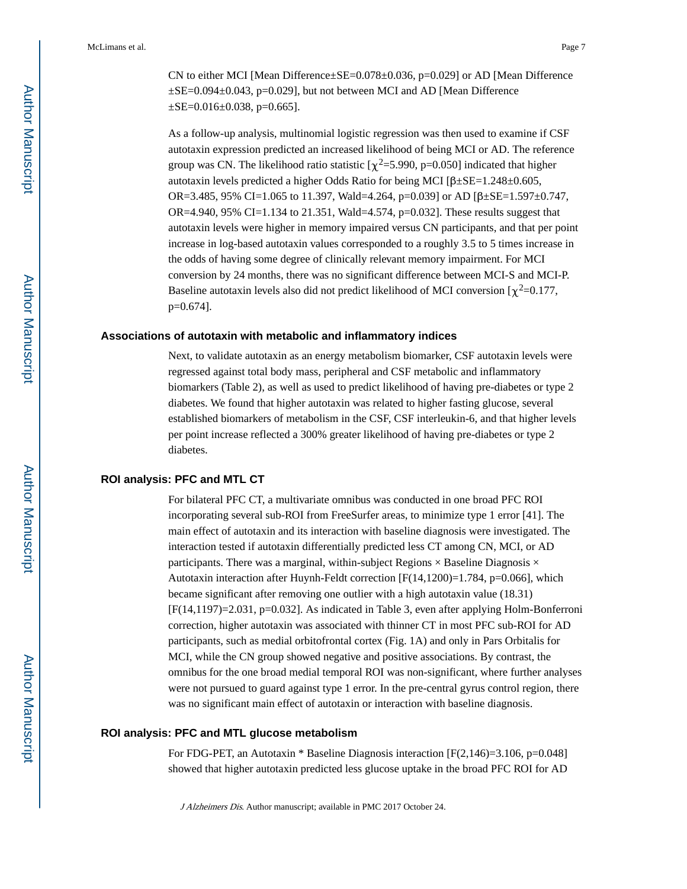CN to either MCI [Mean Difference±SE=0.078±0.036, p=0.029] or AD [Mean Difference ±SE=0.094±0.043, p=0.029], but not between MCI and AD [Mean Difference ±SE=0.016±0.038, p=0.665].

As a follow-up analysis, multinomial logistic regression was then used to examine if CSF autotaxin expression predicted an increased likelihood of being MCI or AD. The reference group was CN. The likelihood ratio statistic [$\chi^2$=5.990, p=0.050] indicated that higher autotaxin levels predicted a higher Odds Ratio for being MCI [β±SE=1.248±0.605, OR=3.485, 95% CI=1.065 to 11.397, Wald=4.264, p=0.039] or AD [β±SE=1.597±0.747, OR=4.940, 95% CI=1.134 to 21.351, Wald=4.574, p=0.032]. These results suggest that autotaxin levels were higher in memory impaired versus CN participants, and that per point increase in log-based autotaxin values corresponded to a roughly 3.5 to 5 times increase in the odds of having some degree of clinically relevant memory impairment. For MCI conversion by 24 months, there was no significant difference between MCI-S and MCI-P. Baseline autotaxin levels also did not predict likelihood of MCI conversion [$\chi^2$=0.177, p=0.674].

### Associations of autotaxin with metabolic and inflammatory indices

Next, to validate autotaxin as an energy metabolism biomarker, CSF autotaxin levels were regressed against total body mass, peripheral and CSF metabolic and inflammatory biomarkers (Table 2), as well as used to predict likelihood of having pre-diabetes or type 2 diabetes. We found that higher autotaxin was related to higher fasting glucose, several established biomarkers of metabolism in the CSF, CSF interleukin-6, and that higher levels per point increase reflected a 300% greater likelihood of having pre-diabetes or type 2 diabetes.

### ROI analysis: PFC and MTL CT

For bilateral PFC CT, a multivariate omnibus was conducted in one broad PFC ROI incorporating several sub-ROI from FreeSurfer areas, to minimize type 1 error [41]. The main effect of autotaxin and its interaction with baseline diagnosis were investigated. The interaction tested if autotaxin differentially predicted less CT among CN, MCI, or AD participants. There was a marginal, within-subject Regions × Baseline Diagnosis × Autotaxin interaction after Huynh-Feldt correction [F(14,1200)=1.784, p=0.066], which became significant after removing one outlier with a high autotaxin value (18.31) [F(14,1197)=2.031, p=0.032]. As indicated in Table 3, even after applying Holm-Bonferroni correction, higher autotaxin was associated with thinner CT in most PFC sub-ROI for AD participants, such as medial orbitofrontal cortex (Fig. 1A) and only in Pars Orbitalis for MCI, while the CN group showed negative and positive associations. By contrast, the omnibus for the one broad medial temporal ROI was non-significant, where further analyses were not pursued to guard against type 1 error. In the pre-central gyrus control region, there was no significant main effect of autotaxin or interaction with baseline diagnosis.

### ROI analysis: PFC and MTL glucose metabolism

For FDG-PET, an Autotaxin * Baseline Diagnosis interaction [F(2,146)=3.106, p=0.048] showed that higher autotaxin predicted less glucose uptake in the broad PFC ROI for AD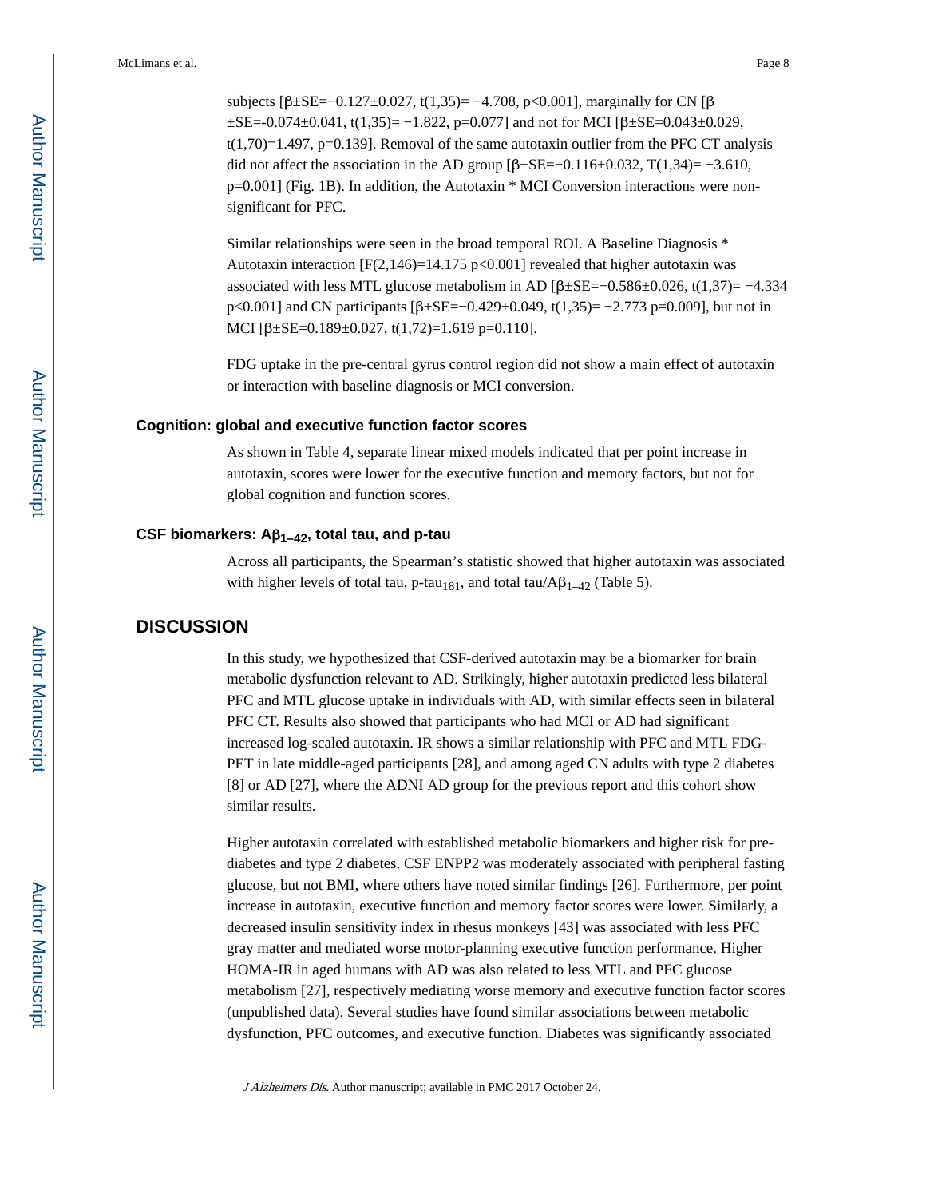subjects [$\beta \pm SE = -0.127 \pm 0.027$, $t(1,35) = -4.708$, $p<0.001$], marginally for CN [$\beta \pm SE = -0.074 \pm 0.041$, $t(1,35) = -1.822$, $p=0.077$] and not for MCI [$\beta \pm SE = 0.043 \pm 0.029$, $t(1,70) = 1.497$, $p=0.139$]. Removal of the same autotaxin outlier from the PFC CT analysis did not affect the association in the AD group [$\beta \pm SE = -0.116 \pm 0.032$, $T(1,34) = -3.610$, $p=0.001$] (Fig. 1B). In addition, the Autotaxin * MCI Conversion interactions were non-significant for PFC.

Similar relationships were seen in the broad temporal ROI. A Baseline Diagnosis * Autotaxin interaction [$F(2,146)=14.175$ $p<0.001$] revealed that higher autotaxin was associated with less MTL glucose metabolism in AD [$\beta \pm SE = -0.586 \pm 0.026$, $t(1,37) = -4.334$ $p<0.001$] and CN participants [$\beta \pm SE = -0.429 \pm 0.049$, $t(1,35) = -2.773$ $p=0.009$], but not in MCI [$\beta \pm SE = 0.189 \pm 0.027$, $t(1,72) = 1.619$ $p=0.110$].

FDG uptake in the pre-central gyrus control region did not show a main effect of autotaxin or interaction with baseline diagnosis or MCI conversion.

### Cognition: global and executive function factor scores

As shown in Table 4, separate linear mixed models indicated that per point increase in autotaxin, scores were lower for the executive function and memory factors, but not for global cognition and function scores.

### CSF biomarkers: $A\beta_{1-42}$, total tau, and p-tau

Across all participants, the Spearman's statistic showed that higher autotaxin was associated with higher levels of total tau, p-$tau_{181}$, and total tau/$A\beta_{1-42}$ (Table 5).

## DISCUSSION

In this study, we hypothesized that CSF-derived autotaxin may be a biomarker for brain metabolic dysfunction relevant to AD. Strikingly, higher autotaxin predicted less bilateral PFC and MTL glucose uptake in individuals with AD, with similar effects seen in bilateral PFC CT. Results also showed that participants who had MCI or AD had significant increased log-scaled autotaxin. IR shows a similar relationship with PFC and MTL FDG-PET in late middle-aged participants [28], and among aged CN adults with type 2 diabetes [8] or AD [27], where the ADNI AD group for the previous report and this cohort show similar results.

Higher autotaxin correlated with established metabolic biomarkers and higher risk for pre-diabetes and type 2 diabetes. CSF ENPP2 was moderately associated with peripheral fasting glucose, but not BMI, where others have noted similar findings [26]. Furthermore, per point increase in autotaxin, executive function and memory factor scores were lower. Similarly, a decreased insulin sensitivity index in rhesus monkeys [43] was associated with less PFC gray matter and mediated worse motor-planning executive function performance. Higher HOMA-IR in aged humans with AD was also related to less MTL and PFC glucose metabolism [27], respectively mediating worse memory and executive function factor scores (unpublished data). Several studies have found similar associations between metabolic dysfunction, PFC outcomes, and executive function. Diabetes was significantly associated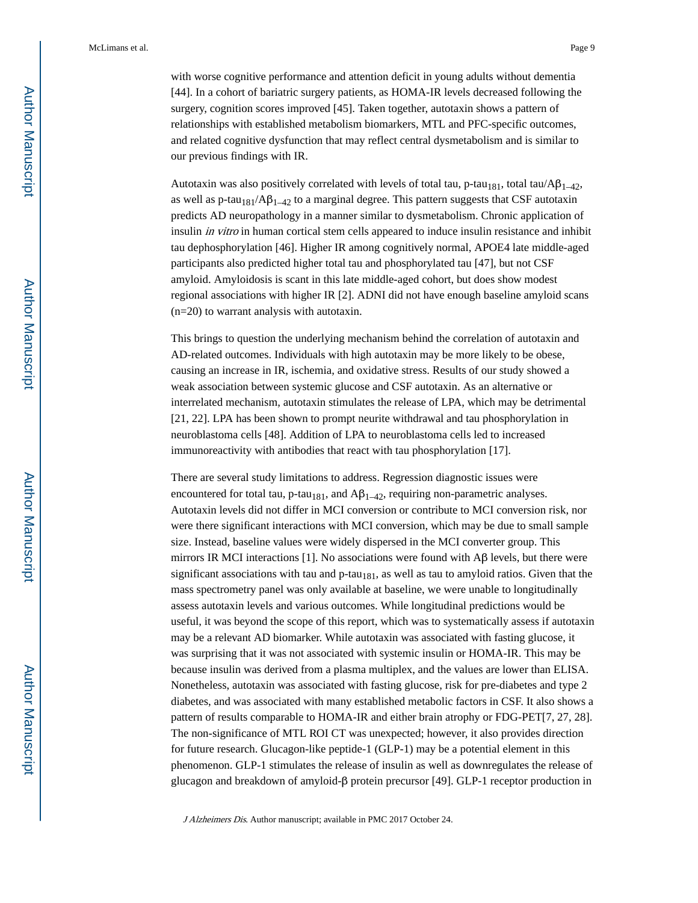with worse cognitive performance and attention deficit in young adults without dementia [44]. In a cohort of bariatric surgery patients, as HOMA-IR levels decreased following the surgery, cognition scores improved [45]. Taken together, autotaxin shows a pattern of relationships with established metabolism biomarkers, MTL and PFC-specific outcomes, and related cognitive dysfunction that may reflect central dysmetabolism and is similar to our previous findings with IR.

Autotaxin was also positively correlated with levels of total tau, p-tau$_{181}$, total tau/A$\beta_{1-42}$, as well as p-tau$_{181}$/A$\beta_{1-42}$ to a marginal degree. This pattern suggests that CSF autotaxin predicts AD neuropathology in a manner similar to dysmetabolism. Chronic application of insulin *in vitro* in human cortical stem cells appeared to induce insulin resistance and inhibit tau dephosphorylation [46]. Higher IR among cognitively normal, APOE4 late middle-aged participants also predicted higher total tau and phosphorylated tau [47], but not CSF amyloid. Amyloidosis is scant in this late middle-aged cohort, but does show modest regional associations with higher IR [2]. ADNI did not have enough baseline amyloid scans (n=20) to warrant analysis with autotaxin.

This brings to question the underlying mechanism behind the correlation of autotaxin and AD-related outcomes. Individuals with high autotaxin may be more likely to be obese, causing an increase in IR, ischemia, and oxidative stress. Results of our study showed a weak association between systemic glucose and CSF autotaxin. As an alternative or interrelated mechanism, autotaxin stimulates the release of LPA, which may be detrimental [21, 22]. LPA has been shown to prompt neurite withdrawal and tau phosphorylation in neuroblastoma cells [48]. Addition of LPA to neuroblastoma cells led to increased immunoreactivity with antibodies that react with tau phosphorylation [17].

There are several study limitations to address. Regression diagnostic issues were encountered for total tau, p-tau$_{181}$, and A$\beta_{1-42}$, requiring non-parametric analyses. Autotaxin levels did not differ in MCI conversion or contribute to MCI conversion risk, nor were there significant interactions with MCI conversion, which may be due to small sample size. Instead, baseline values were widely dispersed in the MCI converter group. This mirrors IR MCI interactions [1]. No associations were found with A$\beta$ levels, but there were significant associations with tau and p-tau$_{181}$, as well as tau to amyloid ratios. Given that the mass spectrometry panel was only available at baseline, we were unable to longitudinally assess autotaxin levels and various outcomes. While longitudinal predictions would be useful, it was beyond the scope of this report, which was to systematically assess if autotaxin may be a relevant AD biomarker. While autotaxin was associated with fasting glucose, it was surprising that it was not associated with systemic insulin or HOMA-IR. This may be because insulin was derived from a plasma multiplex, and the values are lower than ELISA. Nonetheless, autotaxin was associated with fasting glucose, risk for pre-diabetes and type 2 diabetes, and was associated with many established metabolic factors in CSF. It also shows a pattern of results comparable to HOMA-IR and either brain atrophy or FDG-PET[7, 27, 28]. The non-significance of MTL ROI CT was unexpected; however, it also provides direction for future research. Glucagon-like peptide-1 (GLP-1) may be a potential element in this phenomenon. GLP-1 stimulates the release of insulin as well as downregulates the release of glucagon and breakdown of amyloid-β protein precursor [49]. GLP-1 receptor production in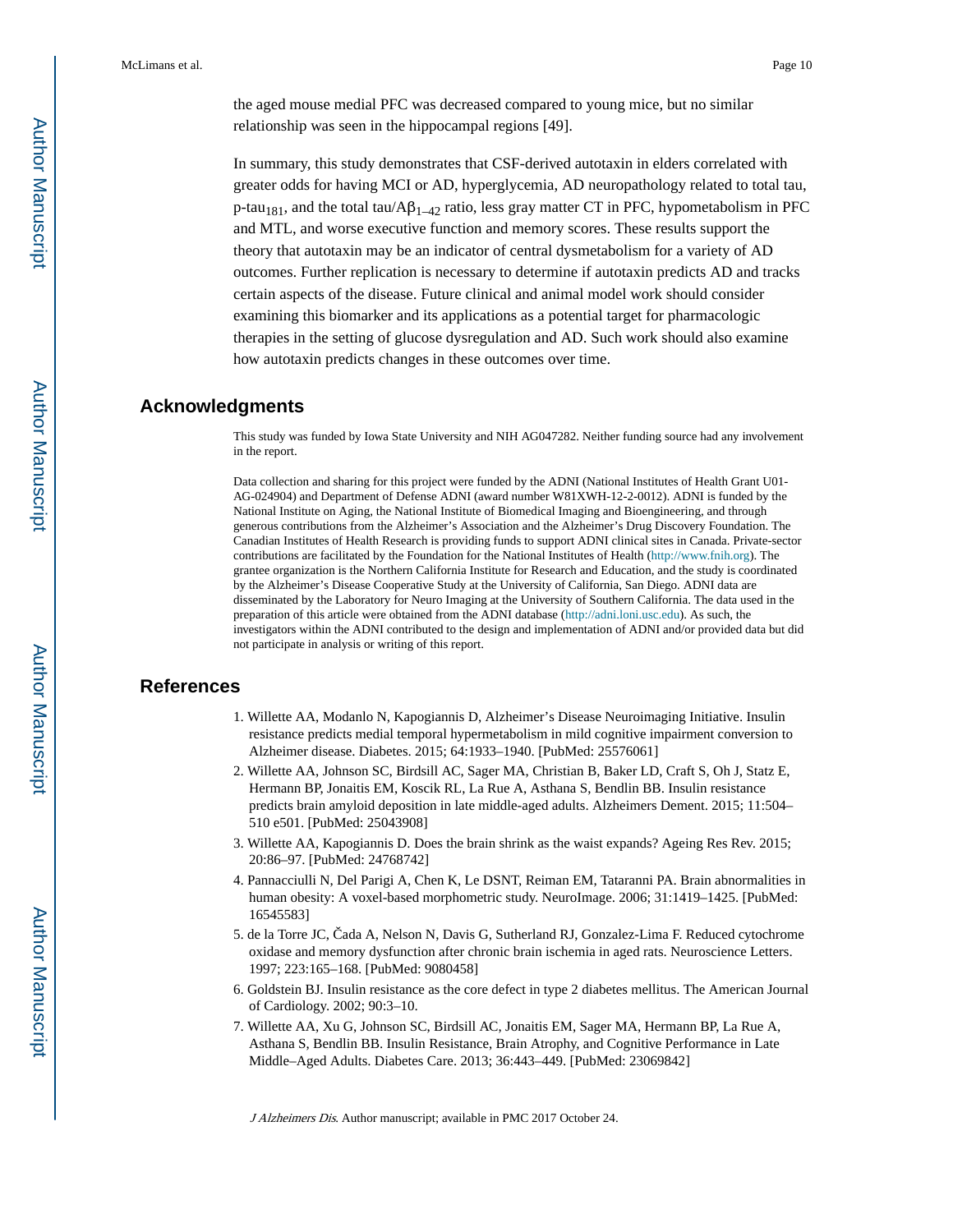the aged mouse medial PFC was decreased compared to young mice, but no similar relationship was seen in the hippocampal regions [49].

In summary, this study demonstrates that CSF-derived autotaxin in elders correlated with greater odds for having MCI or AD, hyperglycemia, AD neuropathology related to total tau, p-tau$_{181}$, and the total tau/A$\beta_{1-42}$ ratio, less gray matter CT in PFC, hypometabolism in PFC and MTL, and worse executive function and memory scores. These results support the theory that autotaxin may be an indicator of central dysmetabolism for a variety of AD outcomes. Further replication is necessary to determine if autotaxin predicts AD and tracks certain aspects of the disease. Future clinical and animal model work should consider examining this biomarker and its applications as a potential target for pharmacologic therapies in the setting of glucose dysregulation and AD. Such work should also examine how autotaxin predicts changes in these outcomes over time.

## Acknowledgments

This study was funded by Iowa State University and NIH AG047282. Neither funding source had any involvement in the report.

Data collection and sharing for this project were funded by the ADNI (National Institutes of Health Grant U01-AG-024904) and Department of Defense ADNI (award number W81XWH-12-2-0012). ADNI is funded by the National Institute on Aging, the National Institute of Biomedical Imaging and Bioengineering, and through generous contributions from the Alzheimer's Association and the Alzheimer's Drug Discovery Foundation. The Canadian Institutes of Health Research is providing funds to support ADNI clinical sites in Canada. Private-sector contributions are facilitated by the Foundation for the National Institutes of Health (http://www.fnih.org). The grantee organization is the Northern California Institute for Research and Education, and the study is coordinated by the Alzheimer's Disease Cooperative Study at the University of California, San Diego. ADNI data are disseminated by the Laboratory for Neuro Imaging at the University of Southern California. The data used in the preparation of this article were obtained from the ADNI database (http://adni.loni.usc.edu). As such, the investigators within the ADNI contributed to the design and implementation of ADNI and/or provided data but did not participate in analysis or writing of this report.

## References

1. Willette AA, Modanlo N, Kapogiannis D, Alzheimer's Disease Neuroimaging Initiative. Insulin resistance predicts medial temporal hypermetabolism in mild cognitive impairment conversion to Alzheimer disease. Diabetes. 2015; 64:1933–1940. [PubMed: 25576061]
2. Willette AA, Johnson SC, Birdsill AC, Sager MA, Christian B, Baker LD, Craft S, Oh J, Statz E, Hermann BP, Jonaitis EM, Koscik RL, La Rue A, Asthana S, Bendlin BB. Insulin resistance predicts brain amyloid deposition in late middle-aged adults. Alzheimers Dement. 2015; 11:504–510 e501. [PubMed: 25043908]
3. Willette AA, Kapogiannis D. Does the brain shrink as the waist expands? Ageing Res Rev. 2015; 20:86–97. [PubMed: 24768742]
4. Pannacciulli N, Del Parigi A, Chen K, Le DSNT, Reiman EM, Tataranni PA. Brain abnormalities in human obesity: A voxel-based morphometric study. NeuroImage. 2006; 31:1419–1425. [PubMed: 16545583]
5. de la Torre JC, Čada A, Nelson N, Davis G, Sutherland RJ, Gonzalez-Lima F. Reduced cytochrome oxidase and memory dysfunction after chronic brain ischemia in aged rats. Neuroscience Letters. 1997; 223:165–168. [PubMed: 9080458]
6. Goldstein BJ. Insulin resistance as the core defect in type 2 diabetes mellitus. The American Journal of Cardiology. 2002; 90:3–10.
7. Willette AA, Xu G, Johnson SC, Birdsill AC, Jonaitis EM, Sager MA, Hermann BP, La Rue A, Asthana S, Bendlin BB. Insulin Resistance, Brain Atrophy, and Cognitive Performance in Late Middle–Aged Adults. Diabetes Care. 2013; 36:443–449. [PubMed: 23069842]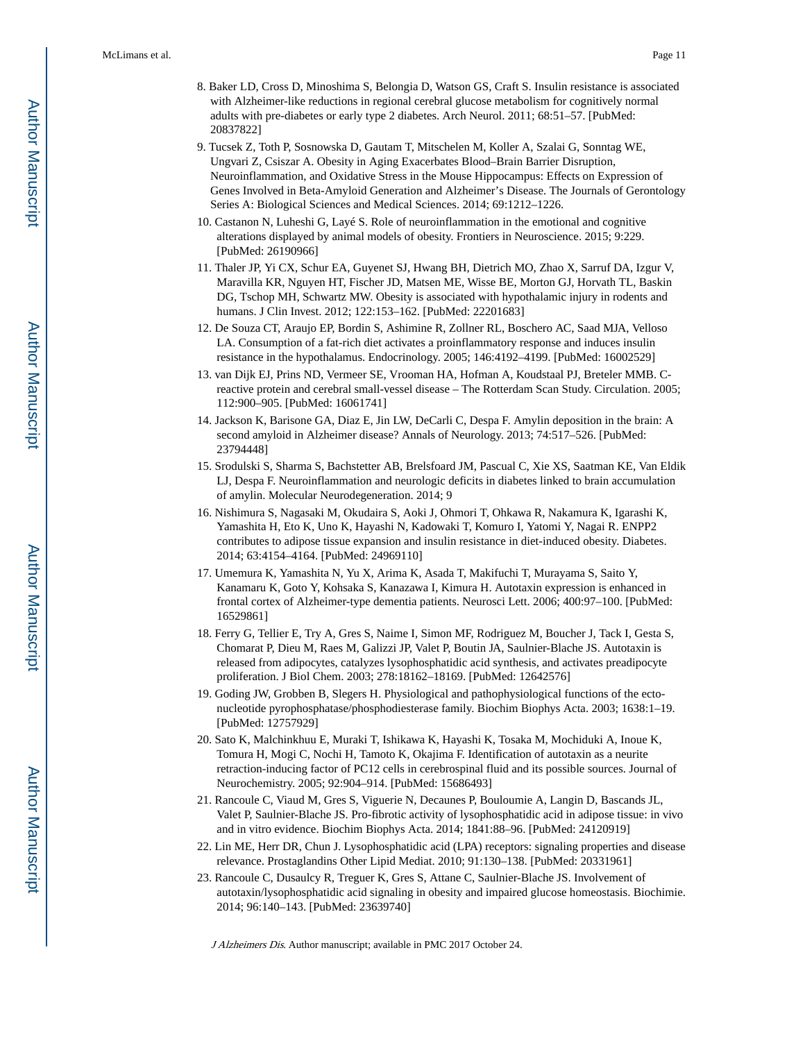8. Baker LD, Cross D, Minoshima S, Belongia D, Watson GS, Craft S. Insulin resistance is associated with Alzheimer-like reductions in regional cerebral glucose metabolism for cognitively normal adults with pre-diabetes or early type 2 diabetes. Arch Neurol. 2011; 68:51–57. [PubMed: 20837822]
9. Tucsek Z, Toth P, Sosnowska D, Gautam T, Mitschelen M, Koller A, Szalai G, Sonntag WE, Ungvari Z, Csiszar A. Obesity in Aging Exacerbates Blood–Brain Barrier Disruption, Neuroinflammation, and Oxidative Stress in the Mouse Hippocampus: Effects on Expression of Genes Involved in Beta-Amyloid Generation and Alzheimer's Disease. The Journals of Gerontology Series A: Biological Sciences and Medical Sciences. 2014; 69:1212–1226.
10. Castanon N, Luheshi G, Layé S. Role of neuroinflammation in the emotional and cognitive alterations displayed by animal models of obesity. Frontiers in Neuroscience. 2015; 9:229. [PubMed: 26190966]
11. Thaler JP, Yi CX, Schur EA, Guyenet SJ, Hwang BH, Dietrich MO, Zhao X, Sarruf DA, Izgur V, Maravilla KR, Nguyen HT, Fischer JD, Matsen ME, Wisse BE, Morton GJ, Horvath TL, Baskin DG, Tschop MH, Schwartz MW. Obesity is associated with hypothalamic injury in rodents and humans. J Clin Invest. 2012; 122:153–162. [PubMed: 22201683]
12. De Souza CT, Araujo EP, Bordin S, Ashimine R, Zollner RL, Boschero AC, Saad MJA, Velloso LA. Consumption of a fat-rich diet activates a proinflammatory response and induces insulin resistance in the hypothalamus. Endocrinology. 2005; 146:4192–4199. [PubMed: 16002529]
13. van Dijk EJ, Prins ND, Vermeer SE, Vrooman HA, Hofman A, Koudstaal PJ, Breteler MMB. C-reactive protein and cerebral small-vessel disease – The Rotterdam Scan Study. Circulation. 2005; 112:900–905. [PubMed: 16061741]
14. Jackson K, Barisone GA, Diaz E, Jin LW, DeCarli C, Despa F. Amylin deposition in the brain: A second amyloid in Alzheimer disease? Annals of Neurology. 2013; 74:517–526. [PubMed: 23794448]
15. Srodulski S, Sharma S, Bachstetter AB, Brelsfoard JM, Pascual C, Xie XS, Saatman KE, Van Eldik LJ, Despa F. Neuroinflammation and neurologic deficits in diabetes linked to brain accumulation of amylin. Molecular Neurodegeneration. 2014; 9
16. Nishimura S, Nagasaki M, Okudaira S, Aoki J, Ohmori T, Ohkawa R, Nakamura K, Igarashi K, Yamashita H, Eto K, Uno K, Hayashi N, Kadowaki T, Komuro I, Yatomi Y, Nagai R. ENPP2 contributes to adipose tissue expansion and insulin resistance in diet-induced obesity. Diabetes. 2014; 63:4154–4164. [PubMed: 24969110]
17. Umemura K, Yamashita N, Yu X, Arima K, Asada T, Makifuchi T, Murayama S, Saito Y, Kanamaru K, Goto Y, Kohsaka S, Kanazawa I, Kimura H. Autotaxin expression is enhanced in frontal cortex of Alzheimer-type dementia patients. Neurosci Lett. 2006; 400:97–100. [PubMed: 16529861]
18. Ferry G, Tellier E, Try A, Gres S, Naime I, Simon MF, Rodriguez M, Boucher J, Tack I, Gesta S, Chomarat P, Dieu M, Raes M, Galizzi JP, Valet P, Boutin JA, Saulnier-Blache JS. Autotaxin is released from adipocytes, catalyzes lysophosphatidic acid synthesis, and activates preadipocyte proliferation. J Biol Chem. 2003; 278:18162–18169. [PubMed: 12642576]
19. Goding JW, Grobben B, Slegers H. Physiological and pathophysiological functions of the ecto-nucleotide pyrophosphatase/phosphodiesterase family. Biochim Biophys Acta. 2003; 1638:1–19. [PubMed: 12757929]
20. Sato K, Malchinkhuu E, Muraki T, Ishikawa K, Hayashi K, Tosaka M, Mochiduki A, Inoue K, Tomura H, Mogi C, Nochi H, Tamoto K, Okajima F. Identification of autotaxin as a neurite retraction-inducing factor of PC12 cells in cerebrospinal fluid and its possible sources. Journal of Neurochemistry. 2005; 92:904–914. [PubMed: 15686493]
21. Rancoule C, Viaud M, Gres S, Viguerie N, Decaunes P, Bouloumie A, Langin D, Bascands JL, Valet P, Saulnier-Blache JS. Pro-fibrotic activity of lysophosphatidic acid in adipose tissue: in vivo and in vitro evidence. Biochim Biophys Acta. 2014; 1841:88–96. [PubMed: 24120919]
22. Lin ME, Herr DR, Chun J. Lysophosphatidic acid (LPA) receptors: signaling properties and disease relevance. Prostaglandins Other Lipid Mediat. 2010; 91:130–138. [PubMed: 20331961]
23. Rancoule C, Dusaulcy R, Treguer K, Gres S, Attane C, Saulnier-Blache JS. Involvement of autotaxin/lysophosphatidic acid signaling in obesity and impaired glucose homeostasis. Biochimie. 2014; 96:140–143. [PubMed: 23639740]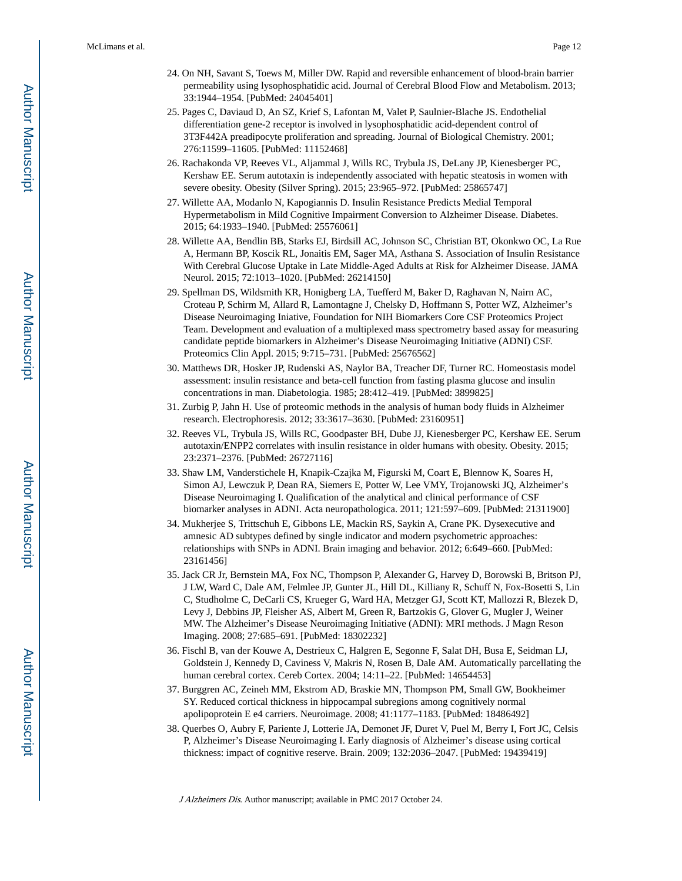24. On NH, Savant S, Toews M, Miller DW. Rapid and reversible enhancement of blood-brain barrier permeability using lysophosphatidic acid. Journal of Cerebral Blood Flow and Metabolism. 2013; 33:1944–1954. [PubMed: 24045401]
25. Pages C, Daviaud D, An SZ, Krief S, Lafontan M, Valet P, Saulnier-Blache JS. Endothelial differentiation gene-2 receptor is involved in lysophosphatidic acid-dependent control of 3T3F442A preadipocyte proliferation and spreading. Journal of Biological Chemistry. 2001; 276:11599–11605. [PubMed: 11152468]
26. Rachakonda VP, Reeves VL, Aljammal J, Wills RC, Trybula JS, DeLany JP, Kienesberger PC, Kershaw EE. Serum autotaxin is independently associated with hepatic steatosis in women with severe obesity. Obesity (Silver Spring). 2015; 23:965–972. [PubMed: 25865747]
27. Willette AA, Modanlo N, Kapogiannis D. Insulin Resistance Predicts Medial Temporal Hypermetabolism in Mild Cognitive Impairment Conversion to Alzheimer Disease. Diabetes. 2015; 64:1933–1940. [PubMed: 25576061]
28. Willette AA, Bendlin BB, Starks EJ, Birdsill AC, Johnson SC, Christian BT, Okonkwo OC, La Rue A, Hermann BP, Koscik RL, Jonaitis EM, Sager MA, Asthana S. Association of Insulin Resistance With Cerebral Glucose Uptake in Late Middle-Aged Adults at Risk for Alzheimer Disease. JAMA Neurol. 2015; 72:1013–1020. [PubMed: 26214150]
29. Spellman DS, Wildsmith KR, Honigberg LA, Tuefferd M, Baker D, Raghavan N, Nairn AC, Croteau P, Schirm M, Allard R, Lamontagne J, Chelsky D, Hoffmann S, Potter WZ, Alzheimer's Disease Neuroimaging Iniative, Foundation for NIH Biomarkers Core CSF Proteomics Project Team. Development and evaluation of a multiplexed mass spectrometry based assay for measuring candidate peptide biomarkers in Alzheimer's Disease Neuroimaging Initiative (ADNI) CSF. Proteomics Clin Appl. 2015; 9:715–731. [PubMed: 25676562]
30. Matthews DR, Hosker JP, Rudenski AS, Naylor BA, Treacher DF, Turner RC. Homeostasis model assessment: insulin resistance and beta-cell function from fasting plasma glucose and insulin concentrations in man. Diabetologia. 1985; 28:412–419. [PubMed: 3899825]
31. Zurbig P, Jahn H. Use of proteomic methods in the analysis of human body fluids in Alzheimer research. Electrophoresis. 2012; 33:3617–3630. [PubMed: 23160951]
32. Reeves VL, Trybula JS, Wills RC, Goodpaster BH, Dube JJ, Kienesberger PC, Kershaw EE. Serum autotaxin/ENPP2 correlates with insulin resistance in older humans with obesity. Obesity. 2015; 23:2371–2376. [PubMed: 26727116]
33. Shaw LM, Vanderstichele H, Knapik-Czajka M, Figurski M, Coart E, Blennow K, Soares H, Simon AJ, Lewczuk P, Dean RA, Siemers E, Potter W, Lee VMY, Trojanowski JQ, Alzheimer's Disease Neuroimaging I. Qualification of the analytical and clinical performance of CSF biomarker analyses in ADNI. Acta neuropathologica. 2011; 121:597–609. [PubMed: 21311900]
34. Mukherjee S, Trittschuh E, Gibbons LE, Mackin RS, Saykin A, Crane PK. Dysexecutive and amnesic AD subtypes defined by single indicator and modern psychometric approaches: relationships with SNPs in ADNI. Brain imaging and behavior. 2012; 6:649–660. [PubMed: 23161456]
35. Jack CR Jr, Bernstein MA, Fox NC, Thompson P, Alexander G, Harvey D, Borowski B, Britson PJ, J LW, Ward C, Dale AM, Felmlee JP, Gunter JL, Hill DL, Killiany R, Schuff N, Fox-Bosetti S, Lin C, Studholme C, DeCarli CS, Krueger G, Ward HA, Metzger GJ, Scott KT, Mallozzi R, Blezek D, Levy J, Debbins JP, Fleisher AS, Albert M, Green R, Bartzokis G, Glover G, Mugler J, Weiner MW. The Alzheimer's Disease Neuroimaging Initiative (ADNI): MRI methods. J Magn Reson Imaging. 2008; 27:685–691. [PubMed: 18302232]
36. Fischl B, van der Kouwe A, Destrieux C, Halgren E, Segonne F, Salat DH, Busa E, Seidman LJ, Goldstein J, Kennedy D, Caviness V, Makris N, Rosen B, Dale AM. Automatically parcellating the human cerebral cortex. Cereb Cortex. 2004; 14:11–22. [PubMed: 14654453]
37. Burggren AC, Zeineh MM, Ekstrom AD, Braskie MN, Thompson PM, Small GW, Bookheimer SY. Reduced cortical thickness in hippocampal subregions among cognitively normal apolipoprotein E e4 carriers. Neuroimage. 2008; 41:1177–1183. [PubMed: 18486492]
38. Querbes O, Aubry F, Pariente J, Lotterie JA, Demonet JF, Duret V, Puel M, Berry I, Fort JC, Celsis P, Alzheimer's Disease Neuroimaging I. Early diagnosis of Alzheimer's disease using cortical thickness: impact of cognitive reserve. Brain. 2009; 132:2036–2047. [PubMed: 19439419]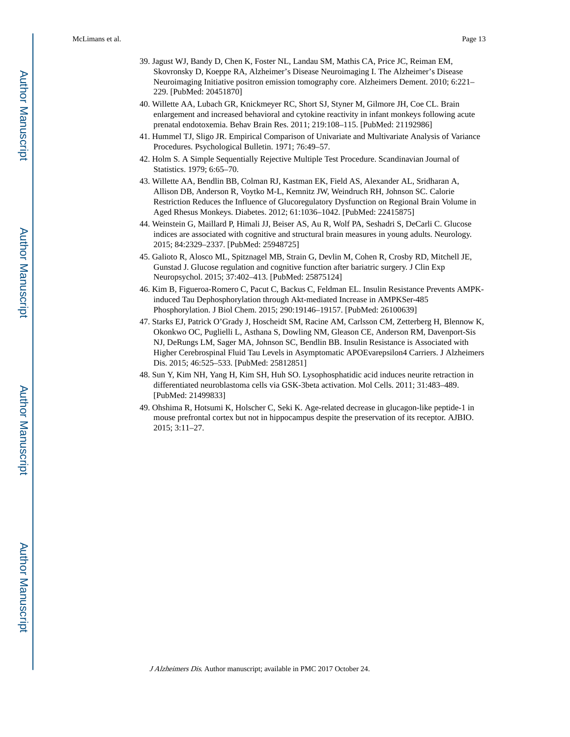39. Jagust WJ, Bandy D, Chen K, Foster NL, Landau SM, Mathis CA, Price JC, Reiman EM, Skovronsky D, Koeppe RA, Alzheimer's Disease Neuroimaging I. The Alzheimer's Disease Neuroimaging Initiative positron emission tomography core. Alzheimers Dement. 2010; 6:221–229. [PubMed: 20451870]
40. Willette AA, Lubach GR, Knickmeyer RC, Short SJ, Styner M, Gilmore JH, Coe CL. Brain enlargement and increased behavioral and cytokine reactivity in infant monkeys following acute prenatal endotoxemia. Behav Brain Res. 2011; 219:108–115. [PubMed: 21192986]
41. Hummel TJ, Sligo JR. Empirical Comparison of Univariate and Multivariate Analysis of Variance Procedures. Psychological Bulletin. 1971; 76:49–57.
42. Holm S. A Simple Sequentially Rejective Multiple Test Procedure. Scandinavian Journal of Statistics. 1979; 6:65–70.
43. Willette AA, Bendlin BB, Colman RJ, Kastman EK, Field AS, Alexander AL, Sridharan A, Allison DB, Anderson R, Voytko M-L, Kemnitz JW, Weindruch RH, Johnson SC. Calorie Restriction Reduces the Influence of Glucoregulatory Dysfunction on Regional Brain Volume in Aged Rhesus Monkeys. Diabetes. 2012; 61:1036–1042. [PubMed: 22415875]
44. Weinstein G, Maillard P, Himali JJ, Beiser AS, Au R, Wolf PA, Seshadri S, DeCarli C. Glucose indices are associated with cognitive and structural brain measures in young adults. Neurology. 2015; 84:2329–2337. [PubMed: 25948725]
45. Galioto R, Alosco ML, Spitznagel MB, Strain G, Devlin M, Cohen R, Crosby RD, Mitchell JE, Gunstad J. Glucose regulation and cognitive function after bariatric surgery. J Clin Exp Neuropsychol. 2015; 37:402–413. [PubMed: 25875124]
46. Kim B, Figueroa-Romero C, Pacut C, Backus C, Feldman EL. Insulin Resistance Prevents AMPK-induced Tau Dephosphorylation through Akt-mediated Increase in AMPKSer-485 Phosphorylation. J Biol Chem. 2015; 290:19146–19157. [PubMed: 26100639]
47. Starks EJ, Patrick O'Grady J, Hoscheidt SM, Racine AM, Carlsson CM, Zetterberg H, Blennow K, Okonkwo OC, Puglielli L, Asthana S, Dowling NM, Gleason CE, Anderson RM, Davenport-Sis NJ, DeRungs LM, Sager MA, Johnson SC, Bendlin BB. Insulin Resistance is Associated with Higher Cerebrospinal Fluid Tau Levels in Asymptomatic APOEvarepsilon4 Carriers. J Alzheimers Dis. 2015; 46:525–533. [PubMed: 25812851]
48. Sun Y, Kim NH, Yang H, Kim SH, Huh SO. Lysophosphatidic acid induces neurite retraction in differentiated neuroblastoma cells via GSK-3beta activation. Mol Cells. 2011; 31:483–489. [PubMed: 21499833]
49. Ohshima R, Hotsumi K, Holscher C, Seki K. Age-related decrease in glucagon-like peptide-1 in mouse prefrontal cortex but not in hippocampus despite the preservation of its receptor. AJBIO. 2015; 3:11–27.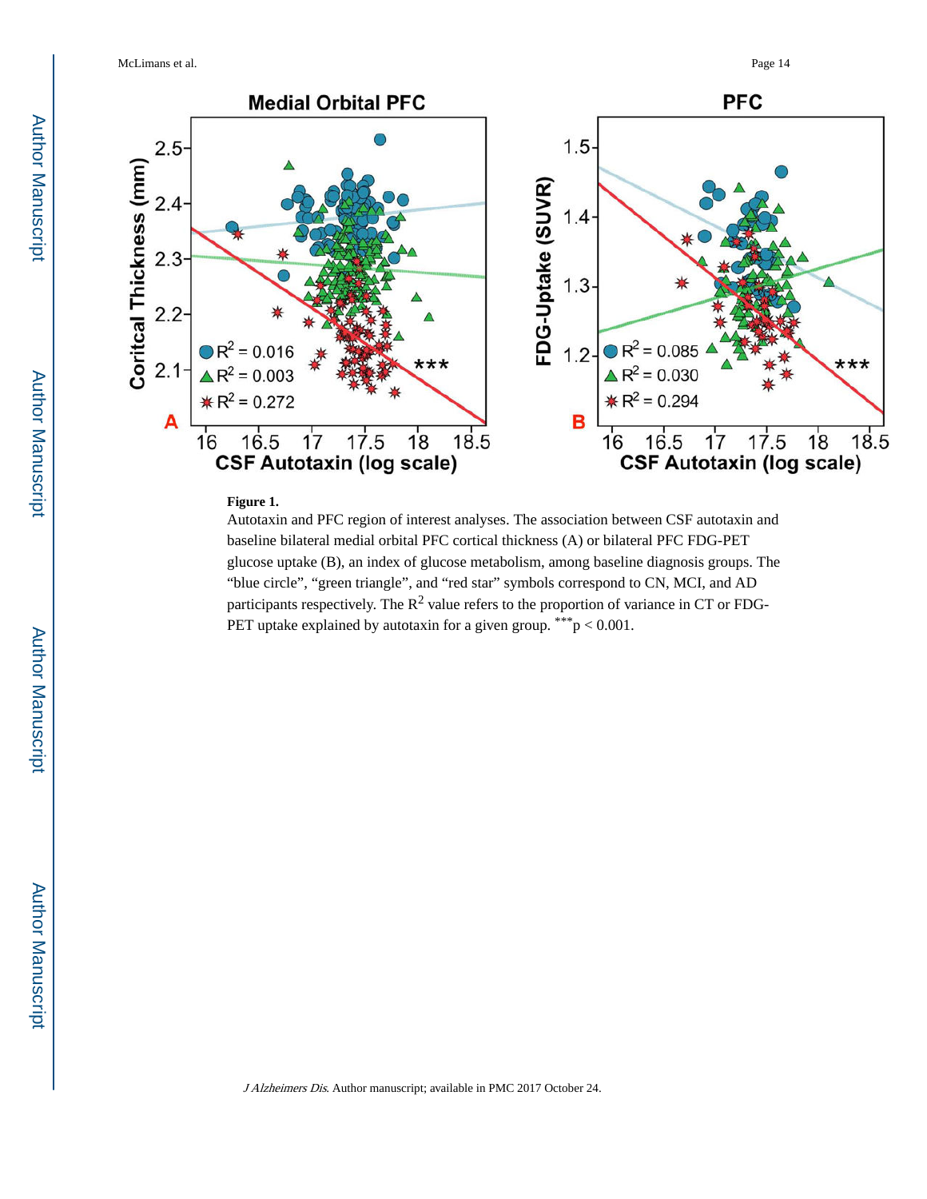**Figure 1.**

Autotaxin and PFC region of interest analyses. The association between CSF autotaxin and baseline bilateral medial orbital PFC cortical thickness (A) or bilateral PFC FDG-PET glucose uptake (B), an index of glucose metabolism, among baseline diagnosis groups. The "blue circle", "green triangle", and "red star" symbols correspond to CN, MCI, and AD participants respectively. The $R^2$ value refers to the proportion of variance in CT or FDG-PET uptake explained by autotaxin for a given group. ***$p < 0.001$.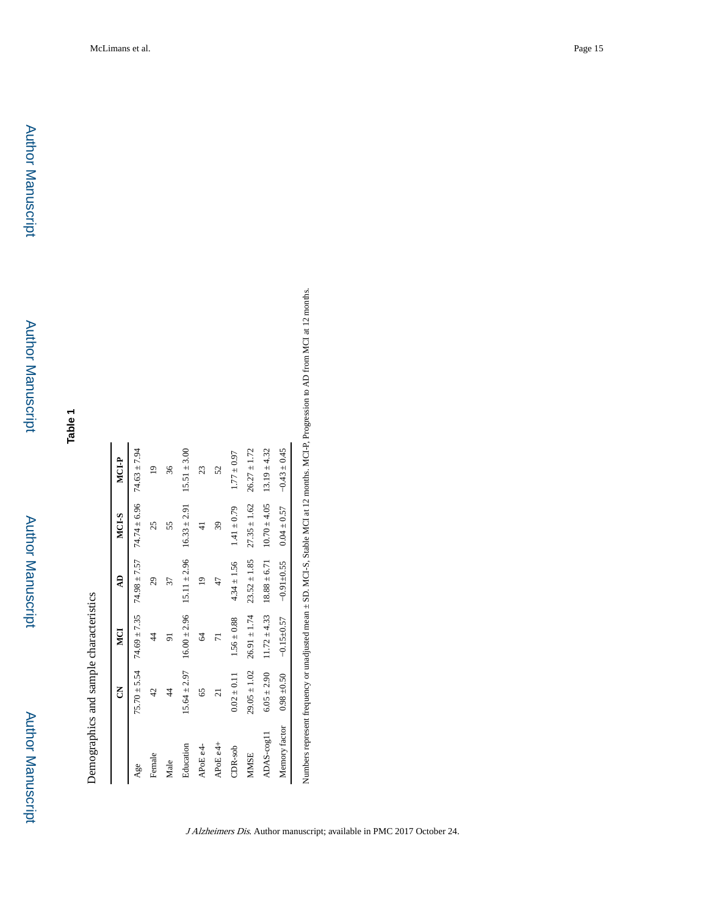# Table 1

Demographics and sample characteristics

| | CN | MCI | AD | MCI-S | MCI-P |
|---|---|---|---|---|---|
| Age | 75.70 ± 5.54 | 74.69 ± 7.35 | 74.98 ± 7.57 | 74.74 ± 6.96 | 74.63 ± 7.94 |
| Female | 42 | 44 | 29 | 25 | 19 |
| Male | 44 | 91 | 37 | 55 | 36 |
| Education | 15.64 ± 2.97 | 16.00 ± 2.96 | 15.11 ± 2.96 | 16.33 ± 2.91 | 15.51 ± 3.00 |
| APoE ε4- | 65 | 64 | 19 | 41 | 23 |
| APoE ε4+ | 21 | 71 | 47 | 39 | 52 |
| CDR-sob | 0.02 ± 0.11 | 1.56 ± 0.88 | 4.34 ± 1.56 | 1.41 ± 0.79 | 1.77 ± 0.97 |
| MMSE | 29.05 ± 1.02 | 26.91 ± 1.74 | 23.52 ± 1.85 | 27.35 ± 1.62 | 26.27 ± 1.72 |
| ADAS-cog11 | 6.05 ± 2.90 | 11.72 ± 4.33 | 18.88 ± 6.71 | 10.70 ± 4.05 | 13.19 ± 4.32 |
| Memory factor | 0.98 ±0.50 | −0.15±0.57 | −0.91±0.55 | 0.04 ± 0.57 | −0.43 ± 0.45 |

Numbers represent frequency or unadjusted mean ± SD. MCI-S, Stable MCI at 12 months. MCI-P, Progression to AD from MCI at 12 months.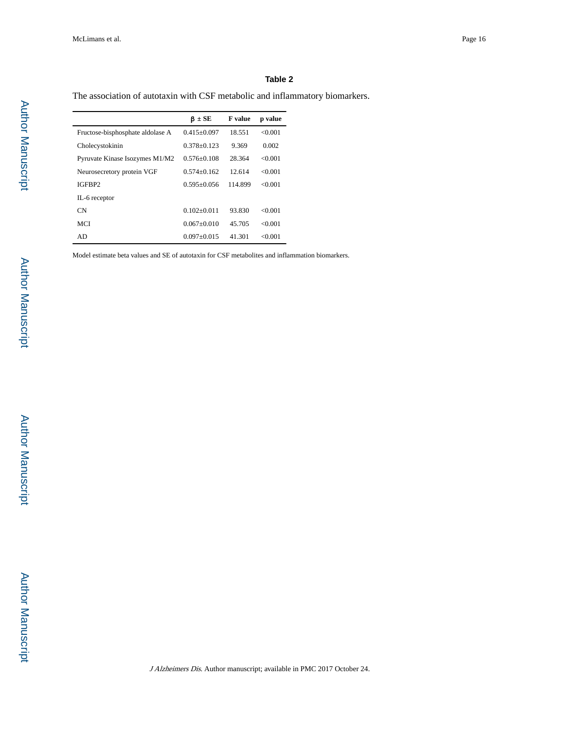## Table 2

The association of autotaxin with CSF metabolic and inflammatory biomarkers.

| | β ± SE | F value | p value |
|---|---|---|---|
| Fructose-bisphosphate aldolase A | 0.415±0.097 | 18.551 | <0.001 |
| Cholecystokinin | 0.378±0.123 | 9.369 | 0.002 |
| Pyruvate Kinase Isozymes M1/M2 | 0.576±0.108 | 28.364 | <0.001 |
| Neurosecretory protein VGF | 0.574±0.162 | 12.614 | <0.001 |
| IGFBP2 | 0.595±0.056 | 114.899 | <0.001 |
| IL-6 receptor | | | |
| CN | 0.102±0.011 | 93.830 | <0.001 |
| MCI | 0.067±0.010 | 45.705 | <0.001 |
| AD | 0.097±0.015 | 41.301 | <0.001 |

Model estimate beta values and SE of autotaxin for CSF metabolites and inflammation biomarkers.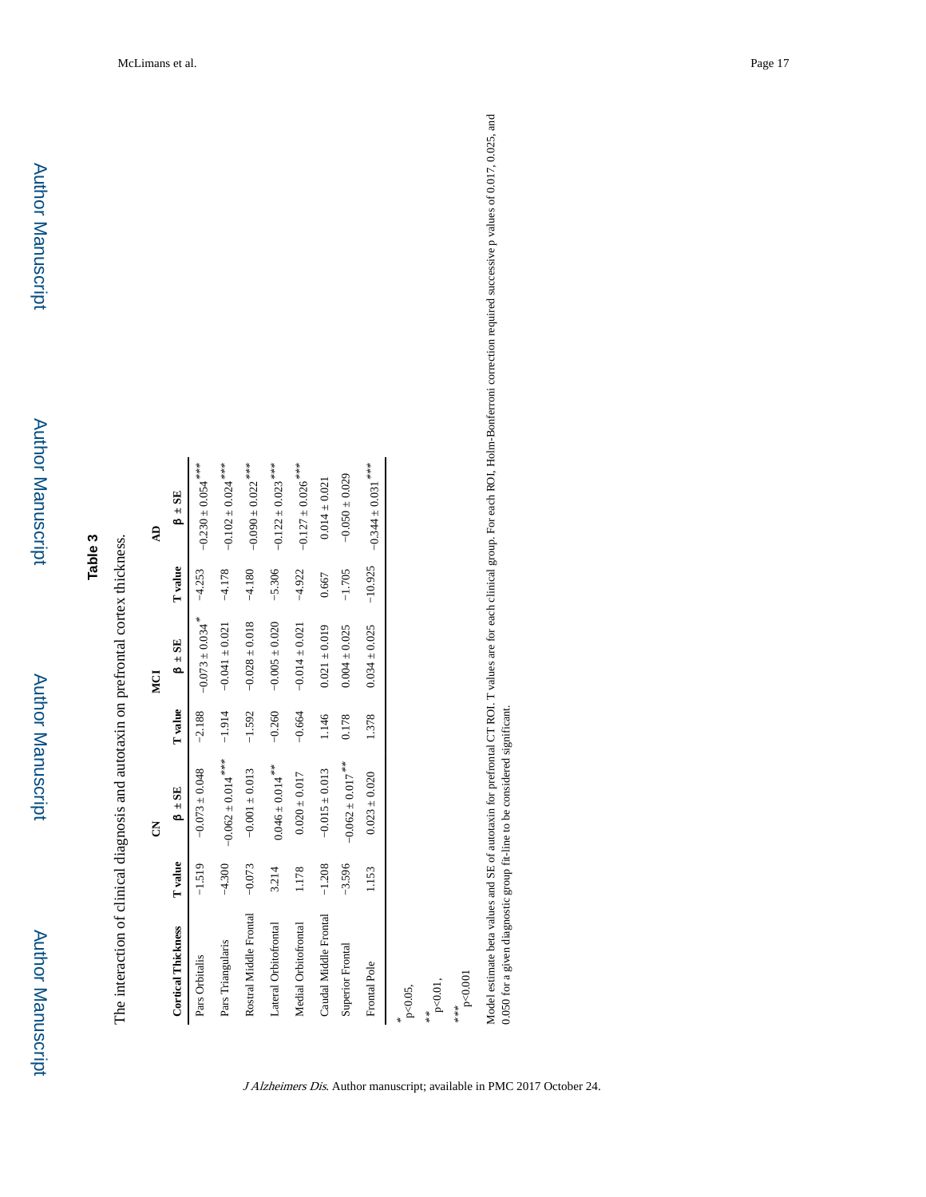## Table 3

The interaction of clinical diagnosis and autotaxin on prefrontal cortex thickness.

| Cortical Thickness | CN | | MCI | | AD | |
|---|---|---|---|---|---|---|
| | T value | β ± SE | T value | β ± SE | T value | β ± SE |
| Pars Orbitalis | −1.519 | −0.073 ± 0.048 | −2.188 | −0.073 ± 0.034* | −4.253 | −0.230 ± 0.054*** |
| Pars Triangularis | −4.300 | −0.062 ± 0.014*** | −1.914 | −0.041 ± 0.021 | −4.178 | −0.102 ± 0.024*** |
| Rostral Middle Frontal | −0.073 | −0.001 ± 0.013 | −1.592 | −0.028 ± 0.018 | −4.180 | −0.090 ± 0.022*** |
| Lateral Orbitofrontal | 3.214 | 0.046 ± 0.014** | −0.260 | −0.005 ± 0.020 | −5.306 | −0.122 ± 0.023*** |
| Medial Orbitofrontal | 1.178 | 0.020 ± 0.017 | −0.664 | −0.014 ± 0.021 | −4.922 | −0.127 ± 0.026*** |
| Caudal Middle Frontal | −1.208 | −0.015 ± 0.013 | 1.146 | 0.021 ± 0.019 | 0.667 | 0.014 ± 0.021 |
| Superior Frontal | −3.596 | −0.062 ± 0.017** | 0.178 | 0.004 ± 0.025 | −1.705 | −0.050 ± 0.029 |
| Frontal Pole | 1.153 | 0.023 ± 0.020 | 1.378 | 0.034 ± 0.025 | −10.925 | −0.344 ± 0.031*** |

*p<0.05,

**p<0.01,

***p<0.001

Model estimate beta values and SE of autotaxin for prefrontal CT ROI. T values are for each clinical group. For each ROI, Holm-Bonferroni correction required successive p values of 0.017, 0.025, and 0.050 for a given diagnostic group fit-line to be considered significant.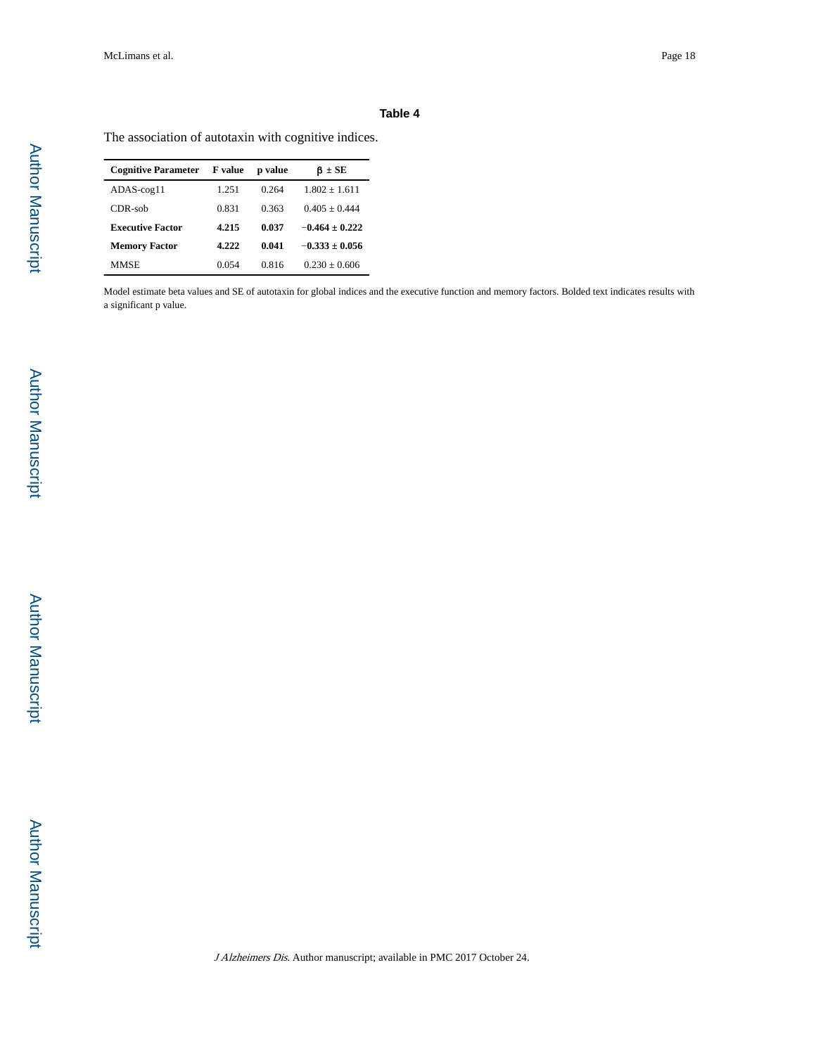# Table 4

The association of autotaxin with cognitive indices.

| Cognitive Parameter | F value | p value | β ± SE |
|---|---|---|---|
| ADAS-cog11 | 1.251 | 0.264 | 1.802 ± 1.611 |
| CDR-sob | 0.831 | 0.363 | 0.405 ± 0.444 |
| **Executive Factor** | **4.215** | **0.037** | **−0.464 ± 0.222** |
| **Memory Factor** | **4.222** | **0.041** | **−0.333 ± 0.056** |
| MMSE | 0.054 | 0.816 | 0.230 ± 0.606 |

Model estimate beta values and SE of autotaxin for global indices and the executive function and memory factors. Bolded text indicates results with a significant p value.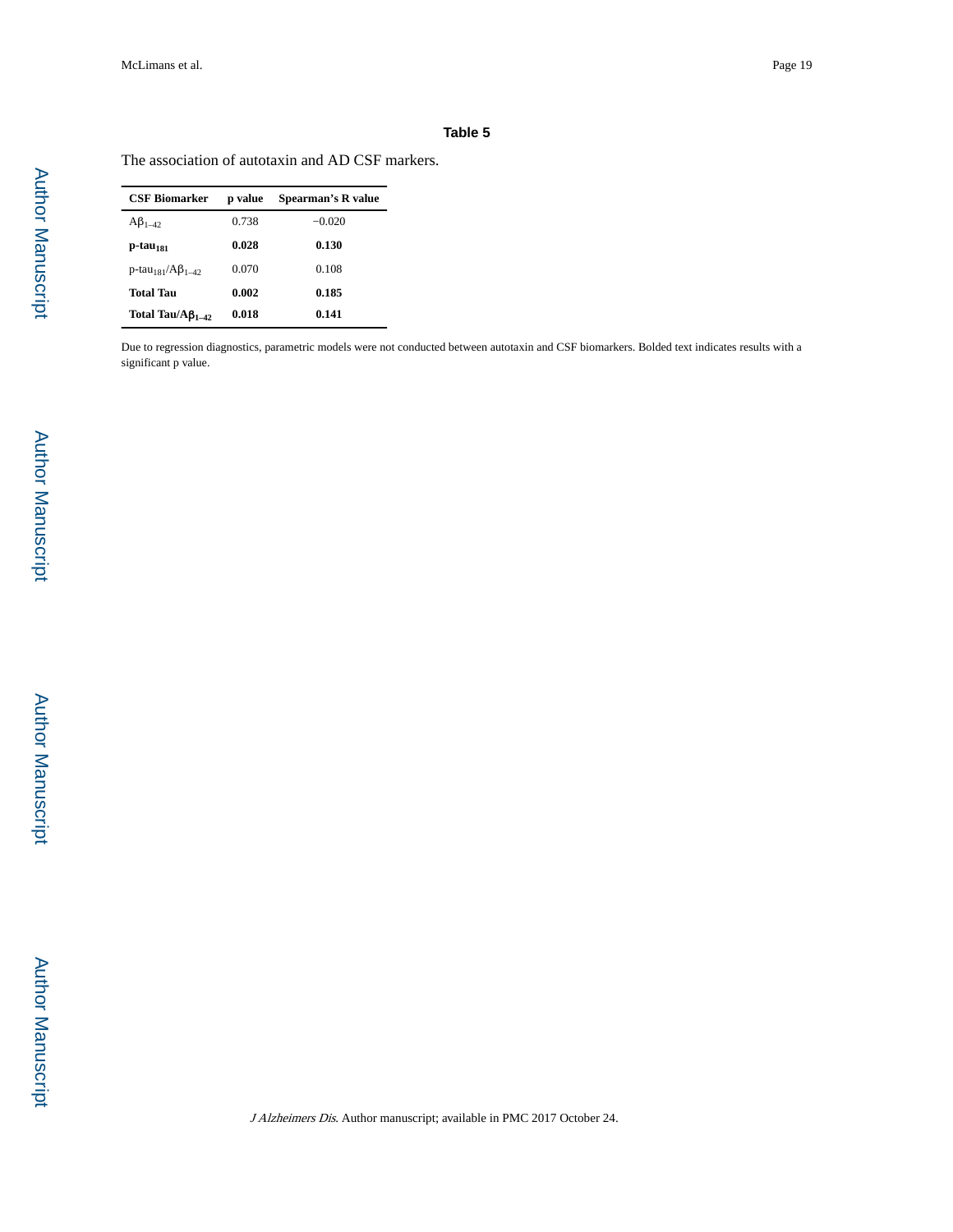**Table 5**

The association of autotaxin and AD CSF markers.

| CSF Biomarker | p value | Spearman's R value |
|---|---|---|
| $A\beta_{1-42}$ | 0.738 | −0.020 |
| **p-tau$_{181}$** | **0.028** | **0.130** |
| p-tau$_{181}$/$A\beta_{1-42}$ | 0.070 | 0.108 |
| **Total Tau** | **0.002** | **0.185** |
| **Total Tau/$A\beta_{1-42}$** | **0.018** | **0.141** |

Due to regression diagnostics, parametric models were not conducted between autotaxin and CSF biomarkers. Bolded text indicates results with a significant p value.